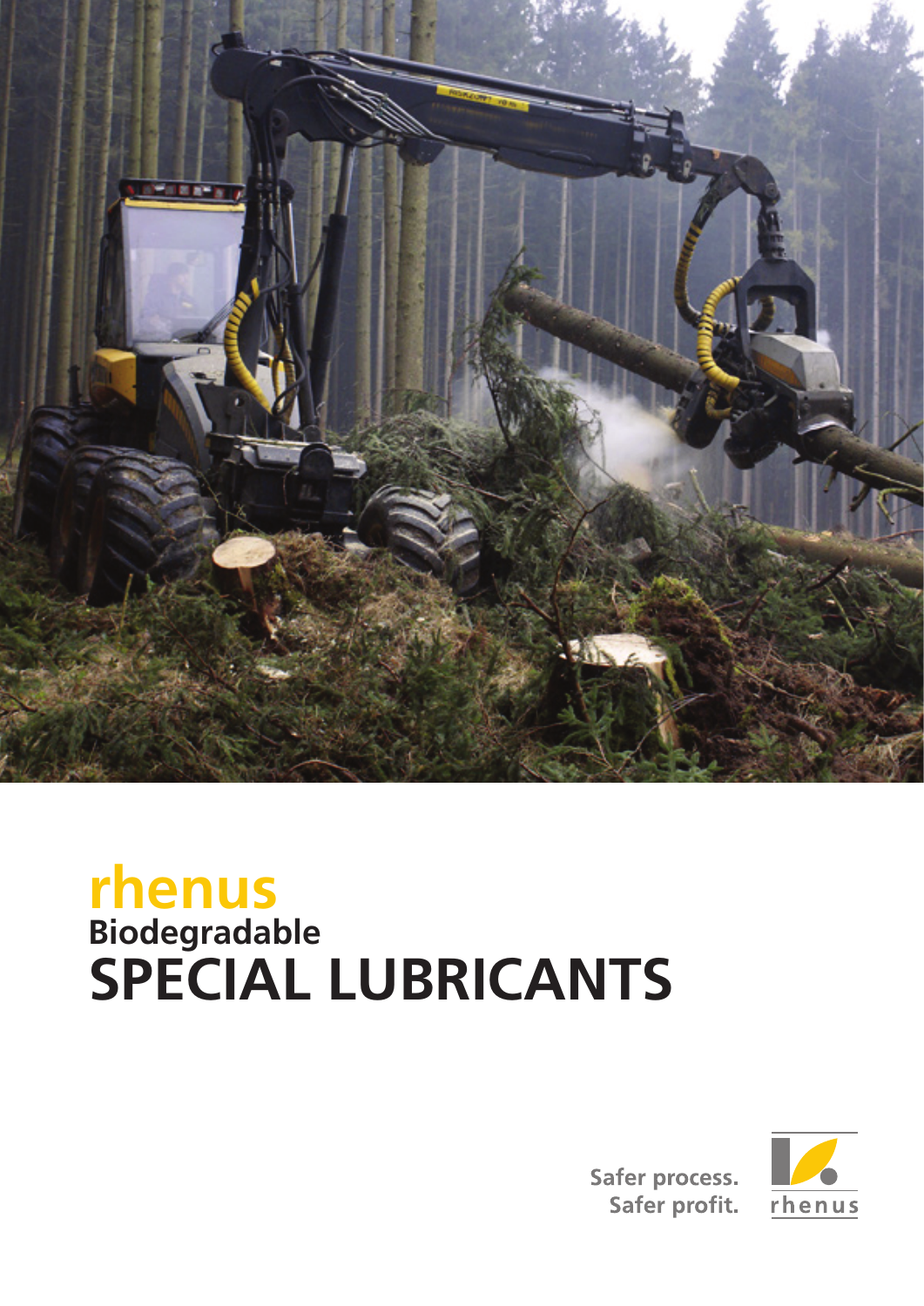# rhenus
## Biodegradable
# SPECIAL LUBRICANTS

Safer process.
Safer profit.

rhenus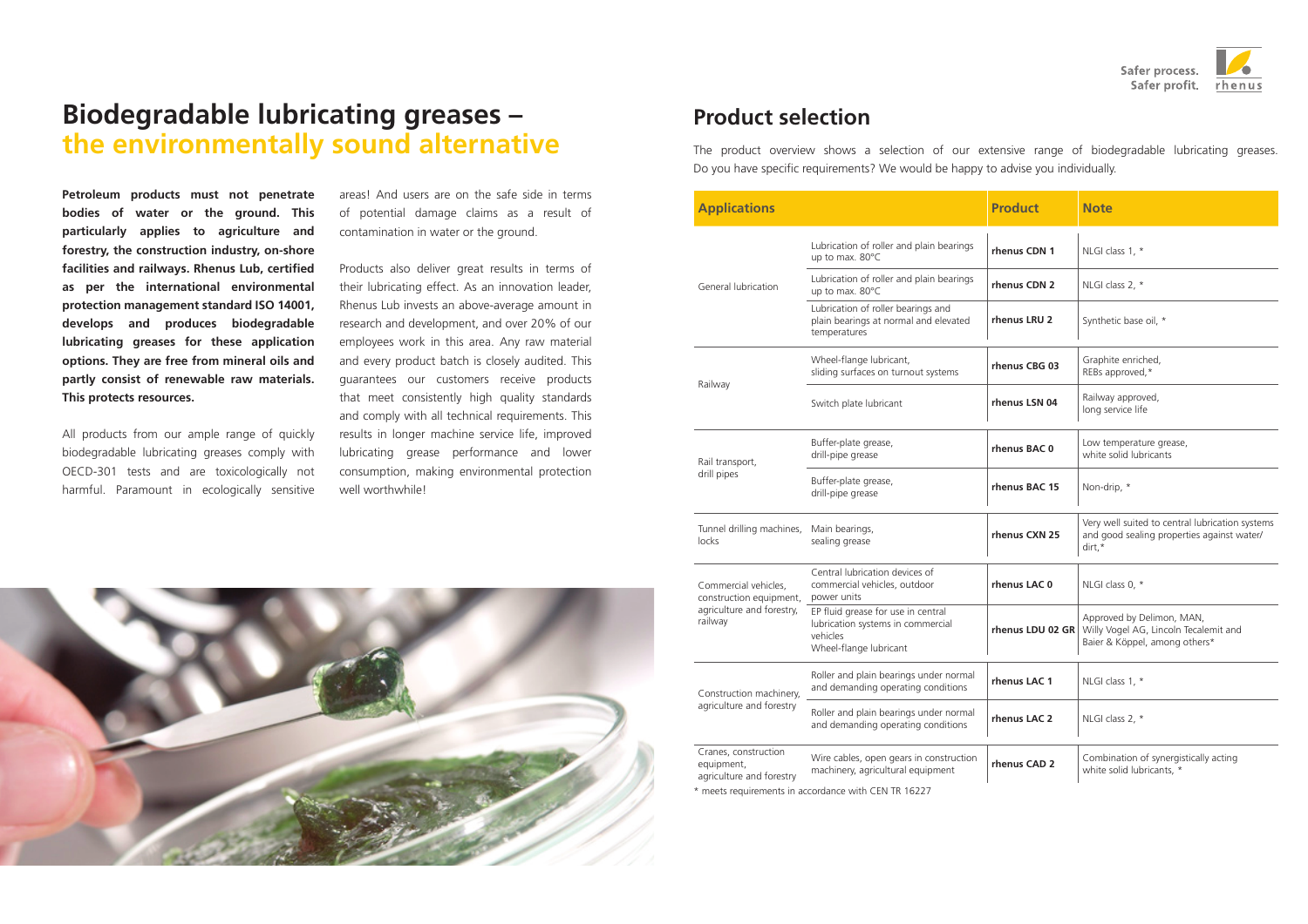# Biodegradable lubricating greases – the environmentally sound alternative

**Petroleum products must not penetrate bodies of water or the ground. This particularly applies to agriculture and forestry, the construction industry, on-shore facilities and railways. Rhenus Lub, certified as per the international environmental protection management standard ISO 14001, develops and produces biodegradable lubricating greases for these application options. They are free from mineral oils and partly consist of renewable raw materials. This protects resources.**

All products from our ample range of quickly biodegradable lubricating greases comply with OECD-301 tests and are toxicologically not harmful. Paramount in ecologically sensitive areas! And users are on the safe side in terms of potential damage claims as a result of contamination in water or the ground.

Products also deliver great results in terms of their lubricating effect. As an innovation leader, Rhenus Lub invests an above-average amount in research and development, and over 20% of our employees work in this area. Any raw material and every product batch is closely audited. This guarantees our customers receive products that meet consistently high quality standards and comply with all technical requirements. This results in longer machine service life, improved lubricating grease performance and lower consumption, making environmental protection well worthwhile!

## Product selection

The product overview shows a selection of our extensive range of biodegradable lubricating greases. Do you have specific requirements? We would be happy to advise you individually.

| Applications | | Product | Note |
|---|---|---|---|
| General lubrication | Lubrication of roller and plain bearings up to max. 80°C | rhenus CDN 1 | NLGI class 1, * |
| | Lubrication of roller and plain bearings up to max. 80°C | rhenus CDN 2 | NLGI class 2, * |
| | Lubrication of roller bearings and plain bearings at normal and elevated temperatures | rhenus LRU 2 | Synthetic base oil, * |
| Railway | Wheel-flange lubricant, sliding surfaces on turnout systems | rhenus CBG 03 | Graphite enriched, REBs approved,* |
| | Switch plate lubricant | rhenus LSN 04 | Railway approved, long service life |
| Rail transport, drill pipes | Buffer-plate grease, drill-pipe grease | rhenus BAC 0 | Low temperature grease, white solid lubricants |
| | Buffer-plate grease, drill-pipe grease | rhenus BAC 15 | Non-drip, * |
| Tunnel drilling machines, locks | Main bearings, sealing grease | rhenus CXN 25 | Very well suited to central lubrication systems and good sealing properties against water/dirt,* |
| Commercial vehicles, construction equipment, agriculture and forestry, railway | Central lubrication devices of commercial vehicles, outdoor power units | rhenus LAC 0 | NLGI class 0, * |
| | EP fluid grease for use in central lubrication systems in commercial vehicles Wheel-flange lubricant | rhenus LDU 02 GR | Approved by Delimon, MAN, Willy Vogel AG, Lincoln Tecalemit and Baier & Köppel, among others* |
| Construction machinery, agriculture and forestry | Roller and plain bearings under normal and demanding operating conditions | rhenus LAC 1 | NLGI class 1, * |
| | Roller and plain bearings under normal and demanding operating conditions | rhenus LAC 2 | NLGI class 2, * |
| Cranes, construction equipment, agriculture and forestry | Wire cables, open gears in construction machinery, agricultural equipment | rhenus CAD 2 | Combination of synergistically acting white solid lubricants, * |

* meets requirements in accordance with CEN TR 16227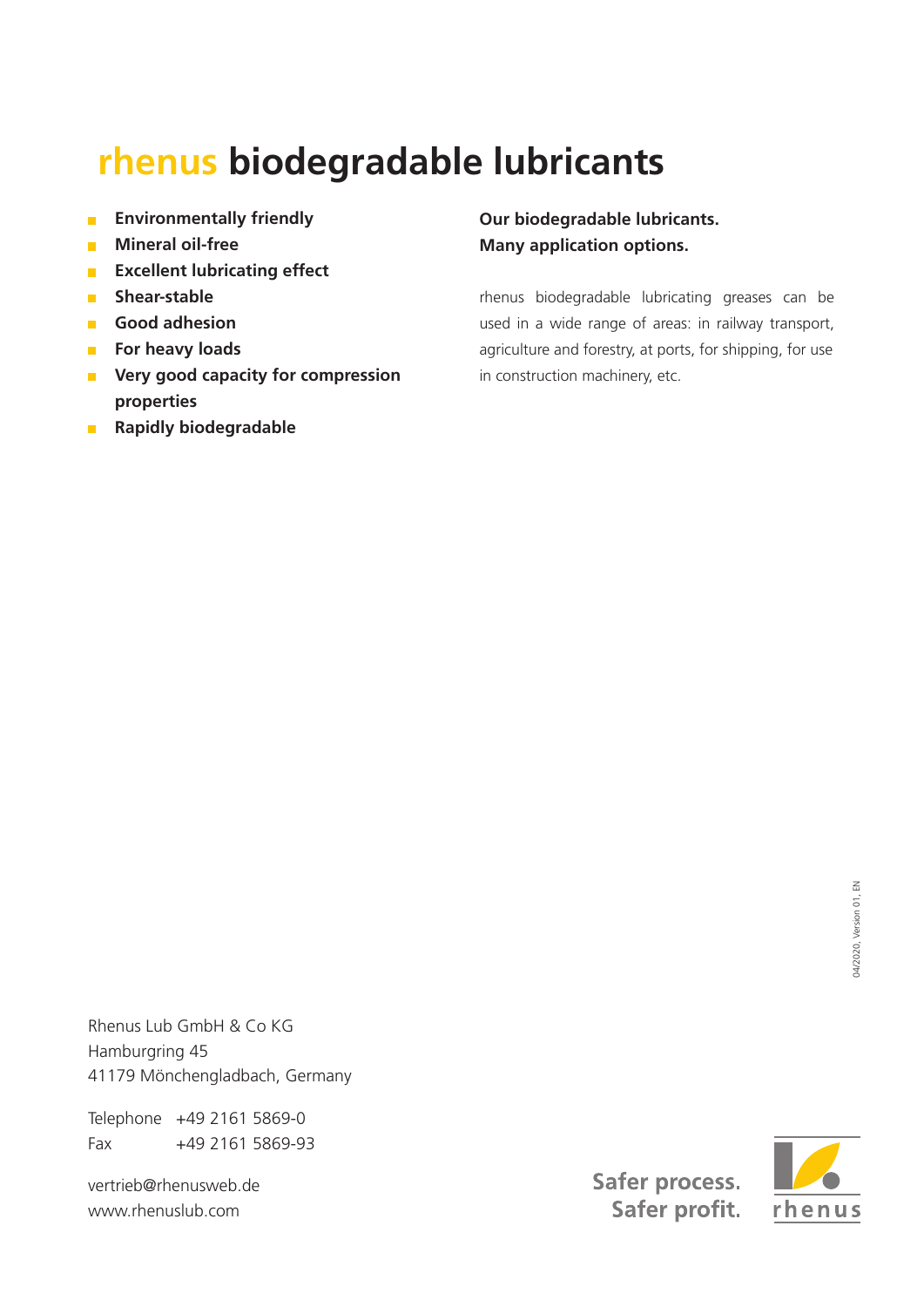# rhenus biodegradable lubricants

- **Environmentally friendly**
- **Mineral oil-free**
- **Excellent lubricating effect**
- **Shear-stable**
- **Good adhesion**
- **For heavy loads**
- **Very good capacity for compression properties**
- **Rapidly biodegradable**

**Our biodegradable lubricants.**
**Many application options.**

rhenus biodegradable lubricating greases can be used in a wide range of areas: in railway transport, agriculture and forestry, at ports, for shipping, for use in construction machinery, etc.

04/2020, Version 01, EN

Rhenus Lub GmbH & Co KG
Hamburgring 45
41179 Mönchengladbach, Germany

Telephone +49 2161 5869-0
Fax +49 2161 5869-93

vertrieb@rhenusweb.de
www.rhenuslub.com

**Safer process.**
**Safer profit.**

rhenus